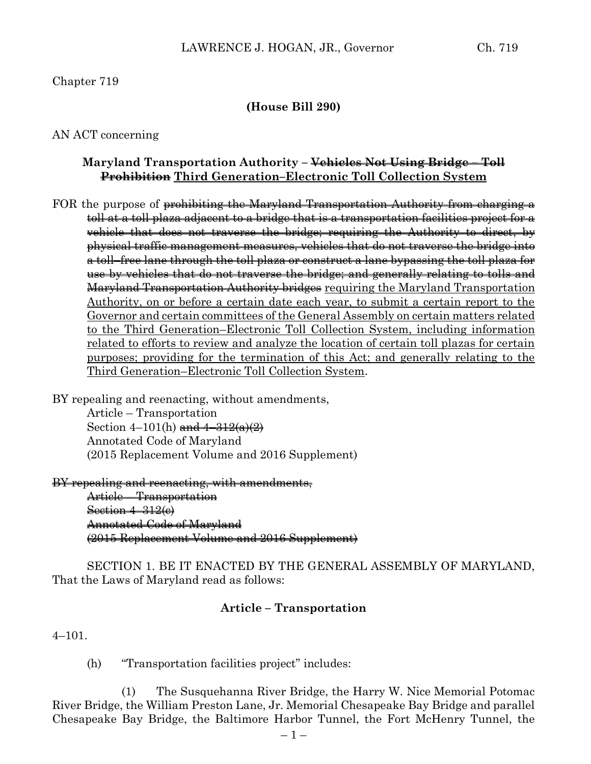Chapter 719

**(House Bill 290)**

AN ACT concerning

**Maryland Transportation Authority – ~~Vehicles Not Using Bridge – Toll Prohibition~~ <u>Third Generation–Electronic Toll Collection System</u>**

FOR the purpose of ~~prohibiting the Maryland Transportation Authority from charging a toll at a toll plaza adjacent to a bridge that is a transportation facilities project for a vehicle that does not traverse the bridge; requiring the Authority to direct, by physical traffic management measures, vehicles that do not traverse the bridge into a toll–free lane through the toll plaza or construct a lane bypassing the toll plaza for use by vehicles that do not traverse the bridge; and generally relating to tolls and Maryland Transportation Authority bridges~~ <u>requiring the Maryland Transportation Authority, on or before a certain date each year, to submit a certain report to the Governor and certain committees of the General Assembly on certain matters related to the Third Generation–Electronic Toll Collection System, including information related to efforts to review and analyze the location of certain toll plazas for certain purposes; providing for the termination of this Act; and generally relating to the Third Generation–Electronic Toll Collection System</u>.

BY repealing and reenacting, without amendments,
Article – Transportation
Section 4–101(h) ~~and 4–312(a)(2)~~
Annotated Code of Maryland
(2015 Replacement Volume and 2016 Supplement)

~~BY repealing and reenacting, with amendments,~~
~~Article – Transportation~~
~~Section 4–312(c)~~
~~Annotated Code of Maryland~~
~~(2015 Replacement Volume and 2016 Supplement)~~

SECTION 1. BE IT ENACTED BY THE GENERAL ASSEMBLY OF MARYLAND, That the Laws of Maryland read as follows:

**Article – Transportation**

4–101.

(h) "Transportation facilities project" includes:

(1) The Susquehanna River Bridge, the Harry W. Nice Memorial Potomac River Bridge, the William Preston Lane, Jr. Memorial Chesapeake Bay Bridge and parallel Chesapeake Bay Bridge, the Baltimore Harbor Tunnel, the Fort McHenry Tunnel, the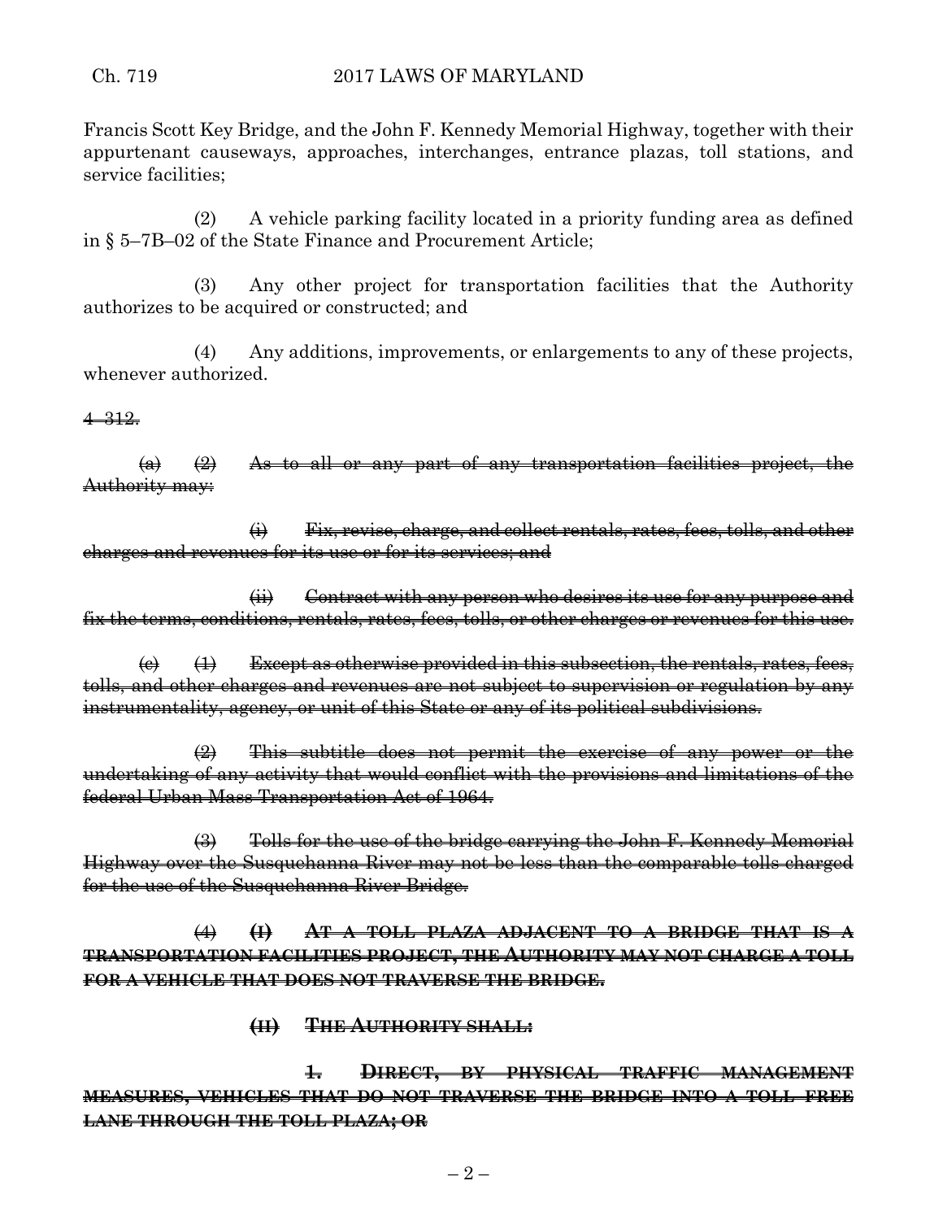Francis Scott Key Bridge, and the John F. Kennedy Memorial Highway, together with their appurtenant causeways, approaches, interchanges, entrance plazas, toll stations, and service facilities;

(2) A vehicle parking facility located in a priority funding area as defined in § 5–7B–02 of the State Finance and Procurement Article;

(3) Any other project for transportation facilities that the Authority authorizes to be acquired or constructed; and

(4) Any additions, improvements, or enlargements to any of these projects, whenever authorized.

~~4–312.~~

~~(a) (2) As to all or any part of any transportation facilities project, the Authority may:~~

~~(i) Fix, revise, charge, and collect rentals, rates, fees, tolls, and other charges and revenues for its use or for its services; and~~

~~(ii) Contract with any person who desires its use for any purpose and fix the terms, conditions, rentals, rates, fees, tolls, or other charges or revenues for this use.~~

~~(c) (1) Except as otherwise provided in this subsection, the rentals, rates, fees, tolls, and other charges and revenues are not subject to supervision or regulation by any instrumentality, agency, or unit of this State or any of its political subdivisions.~~

~~(2) This subtitle does not permit the exercise of any power or the undertaking of any activity that would conflict with the provisions and limitations of the federal Urban Mass Transportation Act of 1964.~~

~~(3) Tolls for the use of the bridge carrying the John F. Kennedy Memorial Highway over the Susquehanna River may not be less than the comparable tolls charged for the use of the Susquehanna River Bridge.~~

~~(4)~~ ~~**(I) AT A TOLL PLAZA ADJACENT TO A BRIDGE THAT IS A TRANSPORTATION FACILITIES PROJECT, THE AUTHORITY MAY NOT CHARGE A TOLL FOR A VEHICLE THAT DOES NOT TRAVERSE THE BRIDGE.**~~

~~**(II) THE AUTHORITY SHALL:**~~

~~**1. DIRECT, BY PHYSICAL TRAFFIC MANAGEMENT MEASURES, VEHICLES THAT DO NOT TRAVERSE THE BRIDGE INTO A TOLL–FREE LANE THROUGH THE TOLL PLAZA; OR**~~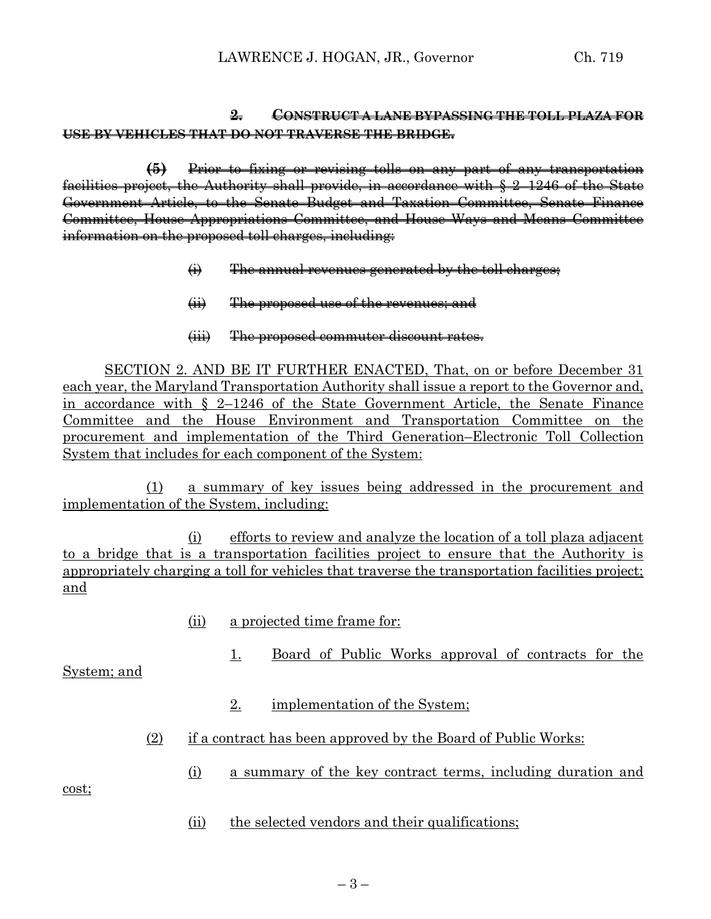~~**2. CONSTRUCT A LANE BYPASSING THE TOLL PLAZA FOR USE BY VEHICLES THAT DO NOT TRAVERSE THE BRIDGE.**~~

~~**(5)** Prior to fixing or revising tolls on any part of any transportation facilities project, the Authority shall provide, in accordance with § 2–1246 of the State Government Article, to the Senate Budget and Taxation Committee, Senate Finance Committee, House Appropriations Committee, and House Ways and Means Committee information on the proposed toll charges, including:~~

~~(i) The annual revenues generated by the toll charges;~~

~~(ii) The proposed use of the revenues; and~~

~~(iii) The proposed commuter discount rates.~~

<u>SECTION 2. AND BE IT FURTHER ENACTED, That, on or before December 31 each year, the Maryland Transportation Authority shall issue a report to the Governor and, in accordance with § 2–1246 of the State Government Article, the Senate Finance Committee and the House Environment and Transportation Committee on the procurement and implementation of the Third Generation–Electronic Toll Collection System that includes for each component of the System:</u>

<u>(1) a summary of key issues being addressed in the procurement and implementation of the System, including:</u>

<u>(i) efforts to review and analyze the location of a toll plaza adjacent to a bridge that is a transportation facilities project to ensure that the Authority is appropriately charging a toll for vehicles that traverse the transportation facilities project; and</u>

<u>(ii) a projected time frame for:</u>

<u>1. Board of Public Works approval of contracts for the System; and</u>

<u>2. implementation of the System;</u>

<u>(2) if a contract has been approved by the Board of Public Works:</u>

<u>(i) a summary of the key contract terms, including duration and cost;</u>

<u>(ii) the selected vendors and their qualifications;</u>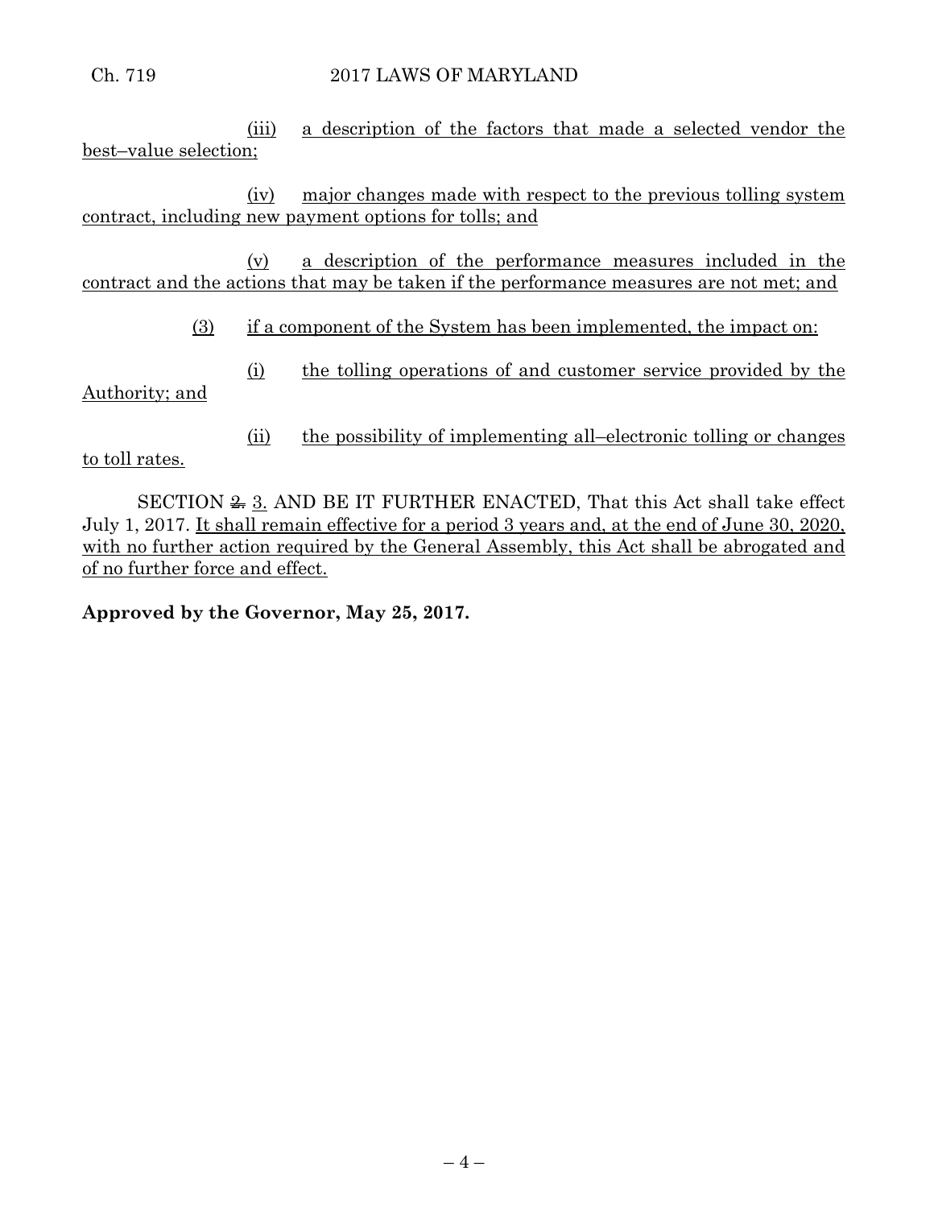(iii) a description of the factors that made a selected vendor the best–value selection;

(iv) major changes made with respect to the previous tolling system contract, including new payment options for tolls; and

(v) a description of the performance measures included in the contract and the actions that may be taken if the performance measures are not met; and

(3) if a component of the System has been implemented, the impact on:

(i) the tolling operations of and customer service provided by the Authority; and

(ii) the possibility of implementing all–electronic tolling or changes to toll rates.

SECTION ~~2.~~ 3. AND BE IT FURTHER ENACTED, That this Act shall take effect July 1, 2017. It shall remain effective for a period 3 years and, at the end of June 30, 2020, with no further action required by the General Assembly, this Act shall be abrogated and of no further force and effect.

**Approved by the Governor, May 25, 2017.**